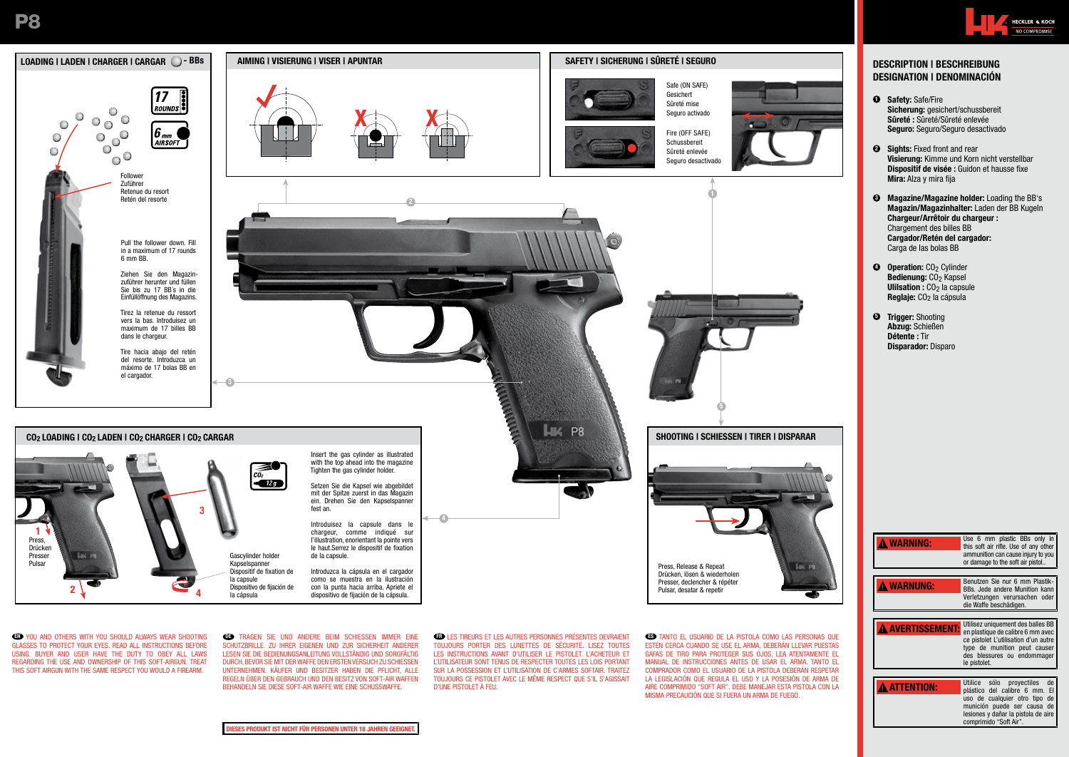# P8

HECKLER & KOCH
NO COMPROMISE

## LOADING | LADEN | CHARGER | CARGAR - BBs

17 ROUNDS

6 mm AIRSOFT

Follower
Zuführer
Retenue du resort
Retén del resorte

Pull the follower down. Fill in a maximum of 17 rounds 6 mm BB.

Ziehen Sie den Magazinzuführer herunter und füllen Sie bis zu 17 BB's in die Einfüllöffnung des Magazins.

Tirez la retenue du ressort vers la bas. Introduisez un maximum de 17 billes BB dans le chargeur.

Tire hacia abajo del retén del resorte. Introduzca un máximo de 17 bolas BB en el cargador.

## AIMING | VISIERUNG | VISER | APUNTAR

## SAFETY | SICHERUNG | SÛRETÉ | SEGURO

Safe (ON SAFE)
Gesichert
Sûreté mise
Seguro activado

Fire (OFF SAFE)
Schussbereit
Sûreté enlevée
Seguro desactivado

## $CO_2$ LOADING | $CO_2$ LADEN | $CO_2$ CHARGER | $CO_2$ CARGAR

1 Press, Drücken, Presser, Pulsar

2

3

4

$CO_2$ 12 g

Gascylinder holder
Kapselspanner
Dispositif de fixation de la capsule
Dispositivo de fijación de la cápsula

Insert the gas cylinder as illustrated with the top ahead into the magazine Tighten the gas cylinder holder.

Setzen Sie die Kapsel wie abgebildet mit der Spitze zuerst in das Magazin ein. Drehen Sie den Kapselspanner fest an.

Introduisez la capsule dans le chargeur, comme indiqué sur l'illustration, enorientant la pointe vers le haut.Serrez le dispositif de fixation de la capsule.

Introduzca la cápsula en el cargador como se muestra en la ilustración con la punta hacia arriba. Apriete el dispositivo de fijación de la cápsula.

## SHOOTING | SCHIESSEN | TIRER | DISPARAR

Press, Release & Repeat
Drücken, lösen & wiederholen
Presser, declencher & répéter
Pulsar, desatar & repetir

## DESCRIPTION | BESCHREIBUNG DESIGNATION | DENOMINACIÓN

1. **Safety:** Safe/Fire
   **Sicherung:** gesichert/schussbereit
   **Sûreté :** Sûreté/Sûreté enlevée
   **Seguro:** Seguro/Seguro desactivado

2. **Sights:** Fixed front and rear
   **Visierung:** Kimme und Korn nicht verstellbar
   **Dispositif de visée :** Guidon et hausse fixe
   **Mira:** Alza y mira fija

3. **Magazine/Magazine holder:** Loading the BB's
   **Magazin/Magazinhalter:** Laden der BB Kugeln
   **Chargeur/Arrêtoir du chargeur :** Chargement des billes BB
   **Cargador/Retén del cargador:** Carga de las bolas BB

4. **Operation:** $CO_2$ Cylinder
   **Bedienung:** $CO_2$ Kapsel
   **Ulilsation :** $CO_2$ la capsule
   **Reglaje:** $CO_2$ la cápsula

5. **Trigger:** Shooting
   **Abzug:** Schießen
   **Détente :** Tir
   **Disparador:** Disparo

**⚠ WARNING:** Use 6 mm plastic BBs only in this soft air rifle. Use of any other ammunition can cause injury to you or damage to the soft air pistol..

**⚠ WARNUNG:** Benutzen Sie nur 6 mm Plastik-BBs. Jede andere Munition kann Verletzungen verursachen oder die Waffe beschädigen.

**⚠ AVERTISSEMENT:** Utilisez uniquement des balles BB en plastique de calibre 6 mm avec ce pistolet L'utilisation d'un autre type de munition peut causer des blessures ou endommager le pistolet.

**⚠ ATTENTION:** Utilice sólo proyectiles de plástico del calibre 6 mm. El uso de cualquier otro tipo de munición puede ser causa de lesiones y dañar la pistola de aire comprimido "Soft Air".

EN YOU AND OTHERS WITH YOU SHOULD ALWAYS WEAR SHOOTING GLASSES TO PROTECT YOUR EYES. READ ALL INSTRUCTIONS BEFORE USING. BUYER AND USER HAVE THE DUTY TO OBEY ALL LAWS REGARDING THE USE AND OWNERSHIP OF THIS SOFT-AIRGUN. TREAT THIS SOFT AIRGUN WITH THE SAME RESPECT YOU WOULD A FIREARM.

DE TRAGEN SIE UND ANDERE BEIM SCHIESSEN IMMER EINE SCHUTZBRILLE. ZU IHRER EIGENEN UND ZUR SICHERHEIT ANDERER LESEN SIE DIE BEDIENUNGSANLEITUNG VOLLSTÄNDIG UND SORGFÄLTIG DURCH, BEVOR SIE MIT DER WAFFE DEN ERSTEN VERSUCH ZU SCHIESSEN UNTERNEHMEN. KÄUFER UND BESITZER HABEN DIE PFLICHT, ALLE REGELN ÜBER DEN GEBRAUCH UND DEN BESITZ VON SOFT-AIR WAFFEN BEHANDELN SIE DIESE SOFT-AIR WAFFE WIE EINE SCHUSSWAFFE.

FR LES TIREURS ET LES AUTRES PERSONNES PRÉSENTES DEVRAIENT TOUJOURS PORTER DES LUNETTES DE SÉCURITÉ. LISEZ TOUTES LES INSTRUCTIONS AVANT D'UTILISER LE PISTOLET. L'ACHETEUR ET L'UTILISATEUR SONT TENUS DE RESPECTER TOUTES LES LOIS PORTANT SUR LA POSSESSION ET L'UTILISATION DE C'ARMES SOFTAIR. TRAITEZ TOUJOURS CE PISTOLET AVEC LE MÊME RESPECT QUE S'IL S'AGISSAIT D'UNE PISTOLET À FEU.

ES TANTO EL USUARIO DE LA PISTOLA COMO LAS PERSONAS QUE ESTÉN CERCA CUANDO SE USE EL ARMA, DEBERÁN LLEVAR PUESTAS GAFAS DE TIRO PARA PROTEGER SUS OJOS. LEA ATENTAMENTE EL MANUAL DE INSTRUCCIONES ANTES DE USAR EL ARMA. TANTO EL COMPRADOR COMO EL USUARIO DE LA PISTOLA DEBERÁN RESPETAR LA LEGISLACIÓN QUE REGULA EL USO Y LA POSESIÓN DE ARMA DE AIRE COMPRIMIDO "SOFT AIR". DEBE MANEJAR ESTA PISTOLA CON LA MISMA PRECAUCIÓN QUE SI FUERA UN ARMA DE FUEGO.

**DIESES PRODUKT IST NICHT FÜR PERSONEN UNTER 18 JAHREN GEEIGNET.**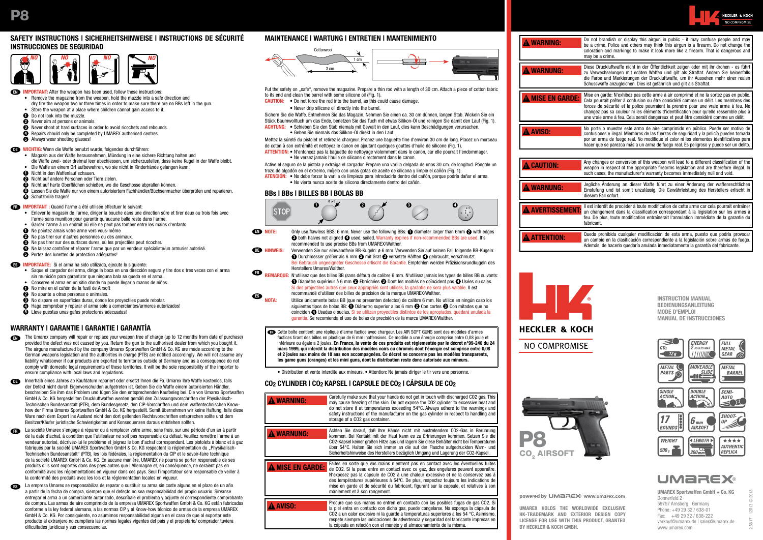# P8

## SAFETY INSTRUCTIONS | SICHERHEITSHINWEISE | INSTRUCTIONS DE SÉCURITÉ INSTRUCCIONES DE SEGURIDAD

NO NO NO NO

**EN** **IMPORTANT:** After the weapon has been used, follow these instructions:

- Remove the magazine from the weapon, hold the muzzle into a safe direction and dry fire the weapon two or three times in order to make sure there are no BBs left in the gun.
- Store the weapon at a place where children cannot gain access to it.

1. Do not look into the muzzle.
2. Never aim at persons or animals.
3. Never shoot at hard surfaces in order to avoid ricochets and rebounds.
4. Repairs should only be completed by UMAREX authorised centres.
5. Always wear shooting glasses!

**DE** **WICHTIG:** Wenn die Waffe benutzt wurde, folgendes durchführen:

- Magazin aus der Waffe herausnehmen, Mündung in eine sichere Richtung halten und die Waffe zwei- oder dreimal leer abschiessen, um sicherzustellen, dass keine Kugel in der Waffe bleibt.
- Die Waffe an einem Ort aufbewahren, wo sie nicht in Kinderhände gelangen kann.

1. Nicht in den Waffenlauf schauen.
2. Nicht auf andere Personen oder Tiere zielen.
3. Nicht auf harte Oberflächen schießen, wo die Geschosse abprallen können.
4. Lassen Sie die Waffe nur von einem autorisiertem Fachhändler/Büchsenmacher überprüfen und reparieren.
5. Schutzbrille tragen!

**FR** **IMPORTANT :** Quand l'arme a été utilisée effectuer le suivant:

- Enlever le magasin de l'arme, diriger la bouche dans une direction sûre et tirer deux ou trois fois avec l'arme sans munition pour garantir qu'aucune balle reste dans l'arme.
- Garder l'arme à un endroit où elle ne peut pas tomber entre les mains d'enfants.

1. Ne pointez amais votre arme vers vous-même
2. Ne pas tirer sur d'autres personnes ou des animaux.
3. Ne pas tirer sur des surfaces dures, où les projectiles peut ricocher.
4. Ne laissez contrôler et réparer l'arme que par un vendeur spécialiste/un armurier autorisé.
5. Portez des lunettes de protection adéquates!

**ES** **IMPORTANTE:** Si el arma ha sido utilizada, ejecute lo siguiente:

- Saque el cargador del arma, dirige la boca en una dirección segura y tire dos o tres veces con el arma sin munición para garantizar que ninguna bala se queda en el arma.
- Conserve el arma en un sitio donde no puede llegar a manos de niños.

1. No mire en el cañón de la fusil de Airsoft
2. No apunte a otras personas o animales.
3. No dispare en superficies duras, donde los proyectiles puede rebotar.
4. Haga comprobar y reparar el arma sólo a comerciantes/armeros autorizados!
5. Lleve puestas unas gafas protectoras adecuadas!

## WARRANTY | GARANTIE | GARANTIE | GARANTÍA

**EN** The Umarex company will repair or replace your weapon free of charge (up to 12 months from date of purchase) provided the defect was not caused by you. Return the gun to the authorised dealer from which you bought it. The airguns manufactured by the company Umarex Sportwaffen GmbH & Co. KG are made according to the German weapons legislation and the authorities in charge (PTB) are notified accordingly. We will not assume any liability whatsoever if our products are exported to territories outside of Germany and as a consequence do not comply with domestic legal requirements of these territories. It will be the sole responsibility of the importer to ensure compliance with local laws and regulations.

**DE** Innerhalb eines Jahres ab Kaufdatum repariert oder ersetzt Ihnen die Fa. Umarex Ihre Waffe kostenlos, falls der Defekt nicht durch Eigenverschulden aufgetreten ist. Geben Sie die Waffe einem autorisierten Händler, beschreiben Sie ihm das Problem und fügen Sie den entsprechenden Kaufbeleg bei. Die von Umarex Sportwaffen GmbH & Co. KG hergestellten Druckluftwaffen werden gemäß den Zulassungsvorschriften der Physikalisch-Technischen Bundesanstalt (PTB), dem Bundesgesetz, den CIP-Vorschriften und dem waffentechnischen Know-how der Firma Umarex Sportwaffen GmbH & Co. KG hergestellt. Somit übernehmen wir keine Haftung, falls diese Ware nach dem Export ins Ausland nicht den dort geltenden Rechtsvorschriften entsprechen sollte und dem Besitzer/Käufer juristische Schwierigkeiten und Konsequenzen daraus entstehen sollten.

**FR** La société Umarex s'engage à réparer ou à remplacer votre arme, sans frais, sur une période d'un an à partir de la date d'achat, à condition que l'utilisateur ne soit pas responsable du défaut. Veuillez remettre l'arme à un vendeur autorisé, décrivez-lui le problème et joignez le bon d'achat correspondant. Les pistolets à blanc et à gaz fabriqués par la société UMAREX Sportwaffen GmbH & Co. KG respectent la réglementation du „Physikalisch-Technischen Bundesanstalt" (PTB), les lois fédérales, la réglementation du CIP et le savoir-faire technique de la société Umarex GmbH & Co. KG. En aucune manière, UMAREX ne pourra se porter responsable de ses produits s'ils sont exportés dans des pays autres que l'Allemagne et, en conséquence, ne seraient pas en conformité avec les réglementations en vigueur dans ces pays. Seul l'importateur sera responsable de veiller à la conformité des produits avec les lois et la réglementation locales en vigueur.

**ES** La empresa Umarex se responsabiliza de reparar o sustituir su arma sin coste alguno en el plazo de un año a partir de la fecha de compra, siempre que el defecto no sea responsabilidad del propio usuario. Sírvanse entregar el arma a un comerciante autorizado, describale el problema y adjunte el correspondiente comprobante de compra. Las armas de aire comprimido de la empresa UMAREX Sportwaffen GmbH & Co. KG están fabricadas conforme a la ley federal alemana, a las normas CIP y al Know-how técnico de armas de la empresa UMAREX GmbH & Co. KG. Por consiguiente, no asumimos responsabilidad alguna en el caso de que al exportar este producto al extranjero no cumpliera las normas legales vigentes del país y el propietario/ comprador tuviera dificultades jurídicas y sus consecuencias.

## MAINTENANCE | WARTUNG | ENTRETIEN | MANTENIMIENTO

Cottonwool

1 cm

3 cm

Put the safety on „safe", remove the magazine. Prepare a thin rod with a length of 30 cm. Attach a piece of cotton fabric to its end and clean the barrel with some silicone oil (Fig. 1).

**CAUTION:**
- Do not force the rod into the barrel, as this could cause damage.
- Never drip silicone oil directly into the barrel.

Sichern Sie die Waffe. Entnehmen Sie das Magazin. Nehmen Sie einen ca. 30 cm dünnen, langen Stab. Wickeln Sie ein Stück Baumwolltuch um das Ende, benetzen Sie das Tuch mit etwas Silikon-Öl und reinigen Sie damit den Lauf (Fig. 1).

**ACHTUNG:**
- Schieben Sie den Stab niemals mit Gewalt in den Lauf, dies kann Beschädigungen verursachen.
- Geben Sie niemals das Silikon-Öl direkt in den Lauf.

Mettez la sûreté du pistolet et retirez le chargeur. Prenez une baguette fine d'environ 30 cm de long. Placez un morceau de coton à son extrémité et nettoyez le canon en ajoutant quelques gouttes d'huile de silicone (Fig. 1).

**ATTENTION:**
- N'enfoncez pas la baguette de nettoyage violemment dans le canon, car elle pourrait l'endommager.
- Ne versez jamais l'huile de silicone directement dans le canon.

Active el seguro de la pistola y extraiga el cargador. Prepare una varilla delgada de unos 30 cm. de longitud. Póngale un trozo de algodón en el extremo, mójelo con unas gotas de aceite de silicona y limpie el cañón (Fig. 1).

**ATENCIÓN:**
- No debe forzar la varilla de limpieza para introducirla dentro del cañón, porque podría dañar el arma.
- No vierta nunca aceite de silicona directamente dentro del cañón.

## BBs | BBs | BILLES BB | BOLAS BB

STOP

1 Ø > 6 2 3 4

**EN** **NOTE:** Only use flawless BBS: 6 mm. Never use the following BBs: 1 diameter larger than 6mm 2 with edges 3 both halves not aligned 4 used, soiled. Warranty expires if non-recommended BBs are used. It's recommended to use precise BBs from UMAREX/Walther.

**DE** **HINWEIS:** Verwenden Sie nur einwandfreie BB-Kugeln: ø 6 mm. Verwenden Sie auf keinen Fall folgende BB-Kugeln: 1 Durchmesser größer als 6 mm 2 mit Grat 3 versetzte Hälften 4 gebraucht, verschmutzt. Bei Gebrauch ungeeigneter Geschosse erlischt die Garantie. Empfohlen werden Präzisionsrundkugeln des Herstellers Umarex/Walther.

**FR** **REMARQUE:** N'utilisez que des billes BB (sans défaut) de calibre 6 mm. N'utilisez jamais les types de billes BB suivants: 1 Diamètre supérieur à 6 mm 2 Ebréchées 3 Dont les moitiés ne coïncident pas 4 Usées ou sales. Si des projectiles autres que ceux appropriés sont utilisés, la garantie ne sera plus valable. Il est recommandé d'utiliser des billes de précision de la marque UMAREX/Walther.

**ES** **NOTA:** Utilice únicamente bolas BB (que no presenten defectos) de calibre 6 mm. No utilice en ningún caso los siguientes tipos de bolas BB: 1 Diámetro superior a los 6 mm 2 Con cortes 3 Con mitades que no coinciden 4 Usadas o sucias. Si se utilizan proyectiles distintos de los apropiados, quedará anulada la garantía. Se recomienda el uso de bolas de precisión de la marca UMAREX/Walther.

**FR** Cette boîte contient: une réplique d'arme factice avec chargeur. Les AIR SOFT GUNS sont des modèles d'armes factices tirant des billes en plastique de 6 mm inoffensives. Ce modèle a une énergie comprise entre 0,08 joule et inférieure ou égale à 2 joules. **En France, la vente de ces produits est réglementée par le décret n°99-240 du 24 mars 1999, qui interdit la distribution des modèles noirs ou chromés dont l'énergie est comprise entre 0,08 et 2 joules aux moins de 18 ans non accompagnées. Ce décret ne concerne pas les modèles transparents, les game guns (oranges) et les mini guns, dont la distribution reste donc autorisée aux mineurs.**

- Distribution et vente interdite aux mineurs. • Attention: Ne jamais diriger le tir vers une personne.

## $CO_2$ CYLINDER | $CO_2$ KAPSEL | CAPSULE DE $CO_2$ | CÁPSULA DE $CO_2$

| | |
|---|---|
| **⚠ WARNING:** | Carefully make sure that your hands do not get in touch with discharged CO2 gas. This may cause freezing of the skin. Do not expose the CO2 cylinder to excessive heat and do not store it at temperatures exceeding 54°C. Always adhere to the warnings and safety instructions of the manufacturer on the gas cylinder in respect to handling and storage of a CO2 gas container. |
| **⚠ WARNUNG:** | Achten Sie darauf, daß Ihre Hände nicht mit austretendem CO2-Gas in Berührung kommen. Bei Kontakt mit der Haut kann es zu Erfrierungen kommen. Setzen Sie die CO2-Kapsel keiner großen Hitze aus und lagern Sie diese Behälter nicht bei Temperaturen über 54°C. Halten Sie sich immer an die auf der Flasche aufgedruckten Warn- und Sicherheitshinweise des Herstellers bezüglich Umgang und Lagerung der CO2-Kapsel. |
| **⚠ MISE EN GARDE:** | Faites en sorte que vos mains n'entrent pas en contact avec les éventuelles fuites de CO2. Si la peau entre en contact avec ce gaz, des engelures peuvent apparaître. N'exposez pas la capsule de CO2 à une chaleur excessive et ne la conservez pas à des températures supérieures à 54°C. De plus, respectez toujours les indications de mise en garde et de sécurité du fabricant, figurant sur la capsule, et relatives à son maniement et à son rangement. |
| **⚠ AVISO:** | Procure que sus manos no entren en contacto con las posibles fugas de gas CO2. Si la piel entra en contacto con dicho gas, puede congelarse. No exponga la cápsula de CO2 a un calor excesivo ni la guarde a temperaturas superiores a los 54 °C. Asimismo, respete siempre las indicaciones de advertencia y seguridad del fabricante impresas en la cápsula en relación con el manejo y el almacenamiento de la misma. |

| | |
|---|---|
| **⚠ WARNING:** | Do not brandish or display this airgun in public - it may confuse people and may be a crime. Police and others may think this airgun is a firearm. Do not change the coloration and markings to make it look more like a firearm. That is dangerous and may be a crime. |
| **⚠ WARNUNG:** | Diese Druckluftwaffe nicht in der Öffentlichkeit zeigen oder mit ihr drohen - es führt zu Verwechselungen mit echten Waffen und gilt als Straftat. Ändern Sie keinesfalls die Farbe und Markierungen der Druckluftwaffe, um ihr Aussehen mehr einer realen Schusswaffe anzugleichen. Dies ist gefährlich und gilt als Straftat. |
| **⚠ MISE EN GARDE:** | Mise en garde: N'exhibez pas cette arme à air comprimé et ne la sortez pas en public. Cela pourrait prêter à confusion ou être considéré comme un délit. Les membres des forces de sécurité et la police pourraient la prendre pour une vraie arme à feu. Ne changez pas sa couleur ni les éléments d'identification pour qu'elle ressemble plus à une vraie arme à feu. Cela serait dangereux et peut être considéré comme un délit. |
| **⚠ AVISO:** | No porte o muestre este arma de aire comprimido en público. Puede ser motivo de confusiones e ilegal. Miembros de las fuerzas de seguridad y la policía pueden tomarla por un arma de fuego real. No modifique el color ni los elementos identificativos para hacer que se parezca más a un arma de fuego real. Es peligroso y puede ser un delito. |

| | |
|---|---|
| **⚠ CAUTION:** | Any changes or conversion of this weapon will lead to a different classification of the weapon in respect of the appropriate firearms legislation and are therefore illegal. In such cases, the manufacturer's warranty becomes immediately null and void. |
| **⚠ WARNUNG:** | Jegliche Änderung an dieser Waffe führt zu einer Änderung der waffenrechtlichen Einstufung und ist somit unzulässig. Die Gewährleistung des Herstellers erlischt in diesem Fall sofort. |
| **⚠ AVERTISSEMENT:** | Il est interdit de procéder à toute modification de cette arme car cela pourrait entraîner un changement dans la classification correspondant à la législation sur les armes à feu. De plus, toute modification entraînerait l'annulation immédiate de la garantie du fabricant. |
| **⚠ ATTENTION:** | Queda prohibida cualquier modificación de esta arma, puesto que podría provocar un cambio en la clasificación correspondiente a la legislación sobre armas de fuego. Además, de hacerlo quedaría anulada inmediatamente la garantía del fabricante. |

HECKLER & KOCH
NO COMPROMISE

P8
$CO_2$ AIRSOFT

powered by UMAREX www.umarex.com

UMAREX HOLDS THE WORLDWIDE EXCLUSIVE HK-TRADEMARK AND EXTERIOR DESIGN COPY LICENSE FOR USE WITH THIS PRODUCT, GRANTED BY HECKLER & KOCH GMBH.

INSTRUCTION MANUAL
BEDIENUNGSANLEITUNG
MODE D'EMPLOI
MANUAL DE INSTRUCCIONES

$CO_2$ 12 g | ENERGY 2 JOULES MAX | FULL METAL GEAR
METAL PARTS | MOVEABLE SLIDE | METAL BARREL
SINGLE ACTION | DOUBLE ACTION | SEMI-AUTO
17 ROUNDS | 6 mm AIRSOFT | SHOOT-UP
WEIGHT 500 g | LENGTH 200 mm | ★★★★ AUTHENTIC REPLICA

UMAREX

UMAREX Sportwaffen GmbH + Co. KG
Donnerfeld 2
59757 Arnsberg | Germany
Phone: +49 29 32 / 638-01
Fax: +49 29 32 / 638-222
verkauf@umarex.de | sales@umarex.de
www.umarex.com

2.5617 12813 © 2013